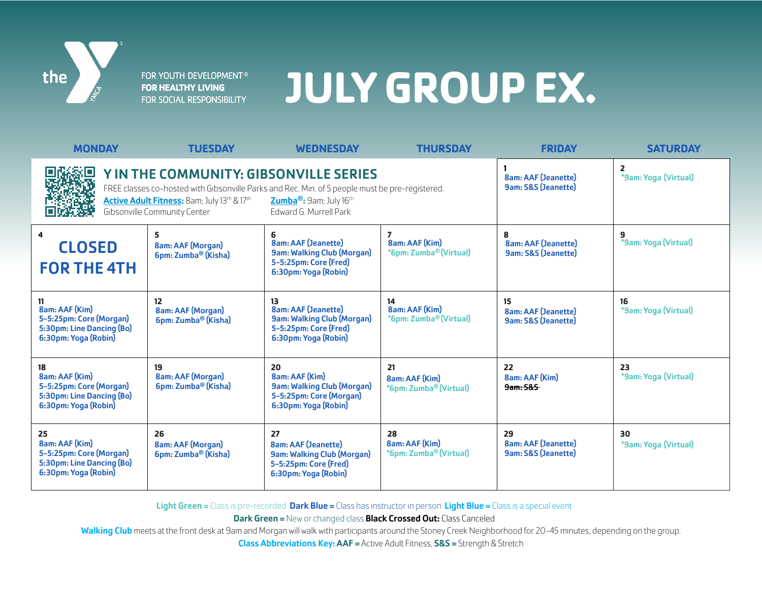FOR YOUTH DEVELOPMENT®
**FOR HEALTHY LIVING**
FOR SOCIAL RESPONSIBILITY

# JULY GROUP EX.

| MONDAY | TUESDAY | WEDNESDAY | THURSDAY | FRIDAY | SATURDAY |
|---|---|---|---|---|---|
| **Y IN THE COMMUNITY: GIBSONVILLE SERIES**<br>FREE classes co-hosted with Gibsonville Parks and Rec. Min. of 5 people must be pre-registered.<br>**Active Adult Fitness:** 8am; July 13th & 17th<br>Gibsonville Community Center<br>**Zumba®:** 9am; July 16th<br>Edward G. Murrell Park | | | | **1**<br>8am: AAF (Jeanette)<br>9am: S&S (Jeanette) | **2**<br>*9am: Yoga (Virtual) |
| **4**<br>**CLOSED FOR THE 4TH** | **5**<br>8am: AAF (Morgan)<br>6pm: Zumba® (Kisha) | **6**<br>8am: AAF (Jeanette)<br>9am: Walking Club (Morgan)<br>5-5:25pm: Core (Fred)<br>6:30pm: Yoga (Robin) | **7**<br>8am: AAF (Kim)<br>*6pm: Zumba® (Virtual) | **8**<br>8am: AAF (Jeanette)<br>9am: S&S (Jeanette) | **9**<br>*9am: Yoga (Virtual) |
| **11**<br>8am: AAF (Kim)<br>5-5:25pm: Core (Morgan)<br>5:30pm: Line Dancing (Bo)<br>6:30pm: Yoga (Robin) | **12**<br>8am: AAF (Morgan)<br>6pm: Zumba® (Kisha) | **13**<br>8am: AAF (Jeanette)<br>9am: Walking Club (Morgan)<br>5-5:25pm: Core (Fred)<br>6:30pm: Yoga (Robin) | **14**<br>8am: AAF (Kim)<br>*6pm: Zumba® (Virtual) | **15**<br>8am: AAF (Jeanette)<br>9am: S&S (Jeanette) | **16**<br>*9am: Yoga (Virtual) |
| **18**<br>8am: AAF (Kim)<br>5-5:25pm: Core (Morgan)<br>5:30pm: Line Dancing (Bo)<br>6:30pm: Yoga (Robin) | **19**<br>8am: AAF (Morgan)<br>6pm: Zumba® (Kisha) | **20**<br>8am: AAF (Kim)<br>9am: Walking Club (Morgan)<br>5-5:25pm: Core (Morgan)<br>6:30pm: Yoga (Robin) | **21**<br>8am: AAF (Kim)<br>*6pm: Zumba® (Virtual) | **22**<br>8am: AAF (Kim)<br>~~9am: S&S~~ | **23**<br>*9am: Yoga (Virtual) |
| **25**<br>8am: AAF (Kim)<br>5-5:25pm: Core (Morgan)<br>5:30pm: Line Dancing (Bo)<br>6:30pm: Yoga (Robin) | **26**<br>8am: AAF (Morgan)<br>6pm: Zumba® (Kisha) | **27**<br>8am: AAF (Jeanette)<br>9am: Walking Club (Morgan)<br>5-5:25pm: Core (Fred)<br>6:30pm: Yoga (Robin) | **28**<br>8am: AAF (Kim)<br>*6pm: Zumba® (Virtual) | **29**<br>8am: AAF (Jeanette)<br>9am: S&S (Jeanette) | **30**<br>*9am: Yoga (Virtual) |

**Light Green =** Class is pre-recorded **Dark Blue =** Class has instructor in person **Light Blue =** Class is a special event

**Dark Green =** New or changed class **Black Crossed Out:** Class Canceled

**Walking Club** meets at the front desk at 9am and Morgan will walk with participants around the Stoney Creek Neighborhood for 20-45 minutes, depending on the group.

**Class Abbreviations Key: AAF =** Active Adult Fitness, **S&S =** Strength & Stretch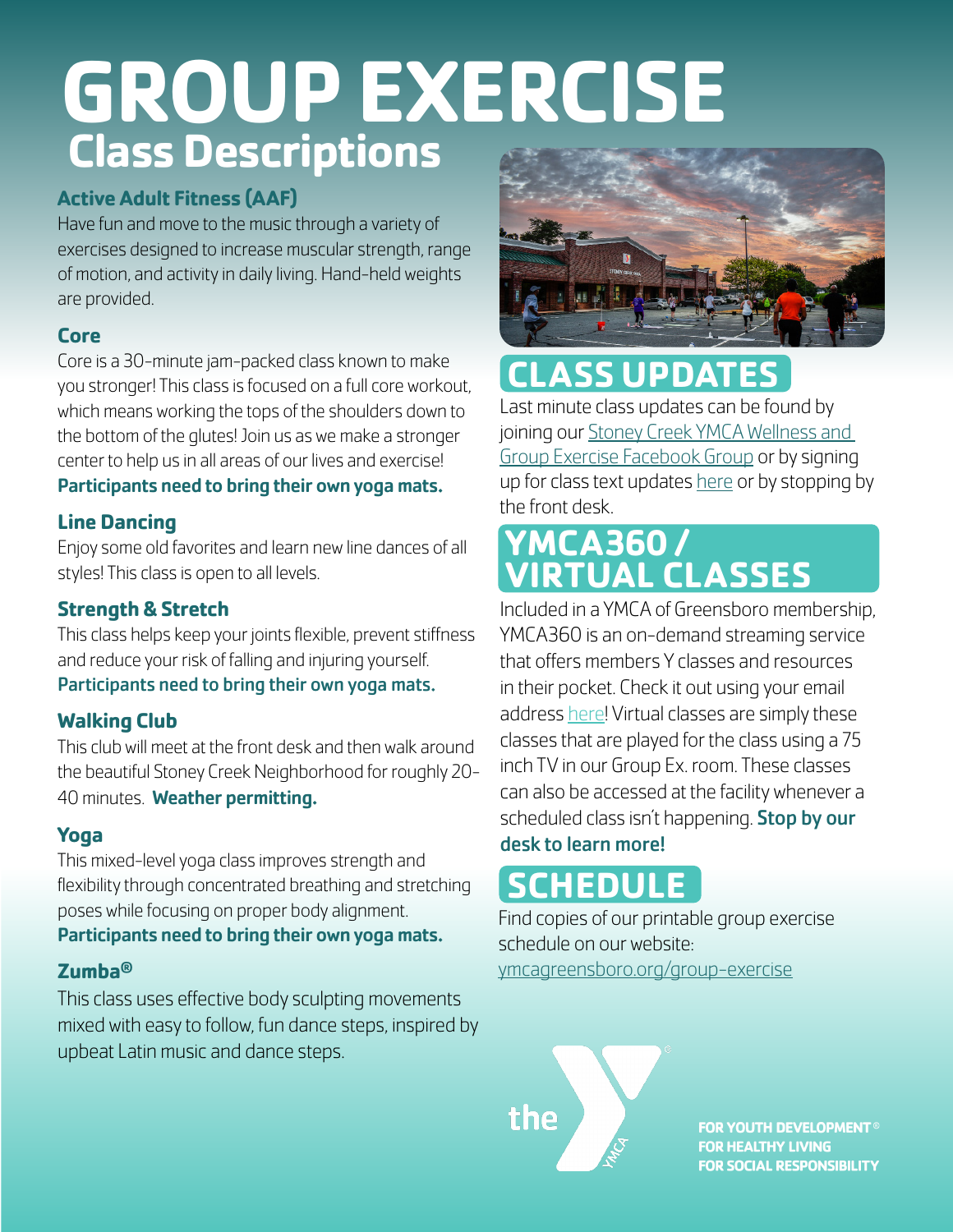# GROUP EXERCISE

## Class Descriptions

### Active Adult Fitness (AAF)

Have fun and move to the music through a variety of exercises designed to increase muscular strength, range of motion, and activity in daily living. Hand-held weights are provided.

### Core

Core is a 30-minute jam-packed class known to make you stronger! This class is focused on a full core workout, which means working the tops of the shoulders down to the bottom of the glutes! Join us as we make a stronger center to help us in all areas of our lives and exercise! **Participants need to bring their own yoga mats.**

### Line Dancing

Enjoy some old favorites and learn new line dances of all styles! This class is open to all levels.

### Strength & Stretch

This class helps keep your joints flexible, prevent stiffness and reduce your risk of falling and injuring yourself. **Participants need to bring their own yoga mats.**

### Walking Club

This club will meet at the front desk and then walk around the beautiful Stoney Creek Neighborhood for roughly 20-40 minutes. **Weather permitting.**

### Yoga

This mixed-level yoga class improves strength and flexibility through concentrated breathing and stretching poses while focusing on proper body alignment. **Participants need to bring their own yoga mats.**

### Zumba®

This class uses effective body sculpting movements mixed with easy to follow, fun dance steps, inspired by upbeat Latin music and dance steps.

## CLASS UPDATES

Last minute class updates can be found by joining our Stoney Creek YMCA Wellness and Group Exercise Facebook Group or by signing up for class text updates here or by stopping by the front desk.

## YMCA360 / VIRTUAL CLASSES

Included in a YMCA of Greensboro membership, YMCA360 is an on-demand streaming service that offers members Y classes and resources in their pocket. Check it out using your email address here! Virtual classes are simply these classes that are played for the class using a 75 inch TV in our Group Ex. room. These classes can also be accessed at the facility whenever a scheduled class isn't happening. **Stop by our desk to learn more!**

## SCHEDULE

Find copies of our printable group exercise schedule on our website: ymcagreensboro.org/group-exercise

FOR YOUTH DEVELOPMENT®
FOR HEALTHY LIVING
FOR SOCIAL RESPONSIBILITY